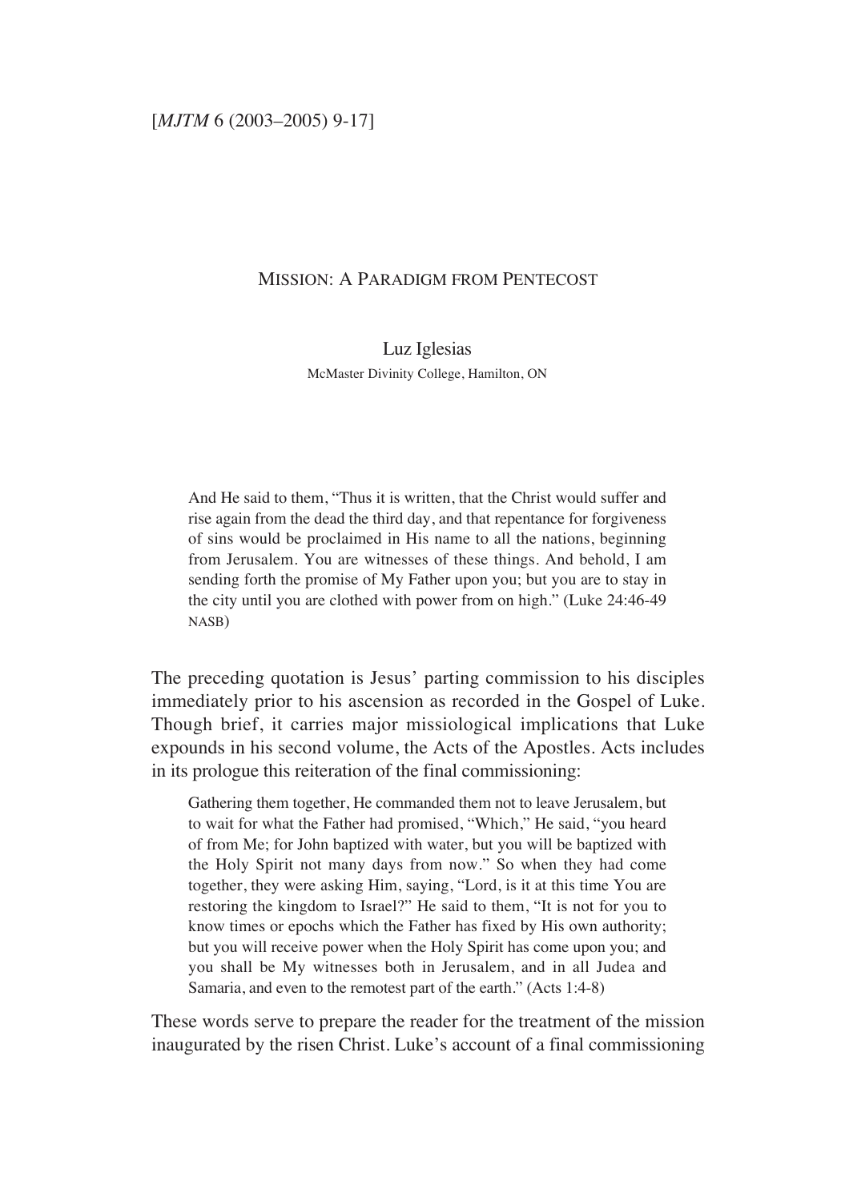# MISSION: A PARADIGM FROM PENTECOST

Luz Iglesias
McMaster Divinity College, Hamilton, ON

> And He said to them, "Thus it is written, that the Christ would suffer and rise again from the dead the third day, and that repentance for forgiveness of sins would be proclaimed in His name to all the nations, beginning from Jerusalem. You are witnesses of these things. And behold, I am sending forth the promise of My Father upon you; but you are to stay in the city until you are clothed with power from on high." (Luke 24:46-49 NASB)

The preceding quotation is Jesus' parting commission to his disciples immediately prior to his ascension as recorded in the Gospel of Luke. Though brief, it carries major missiological implications that Luke expounds in his second volume, the Acts of the Apostles. Acts includes in its prologue this reiteration of the final commissioning:

> Gathering them together, He commanded them not to leave Jerusalem, but to wait for what the Father had promised, "Which," He said, "you heard of from Me; for John baptized with water, but you will be baptized with the Holy Spirit not many days from now." So when they had come together, they were asking Him, saying, "Lord, is it at this time You are restoring the kingdom to Israel?" He said to them, "It is not for you to know times or epochs which the Father has fixed by His own authority; but you will receive power when the Holy Spirit has come upon you; and you shall be My witnesses both in Jerusalem, and in all Judea and Samaria, and even to the remotest part of the earth." (Acts 1:4-8)

These words serve to prepare the reader for the treatment of the mission inaugurated by the risen Christ. Luke's account of a final commissioning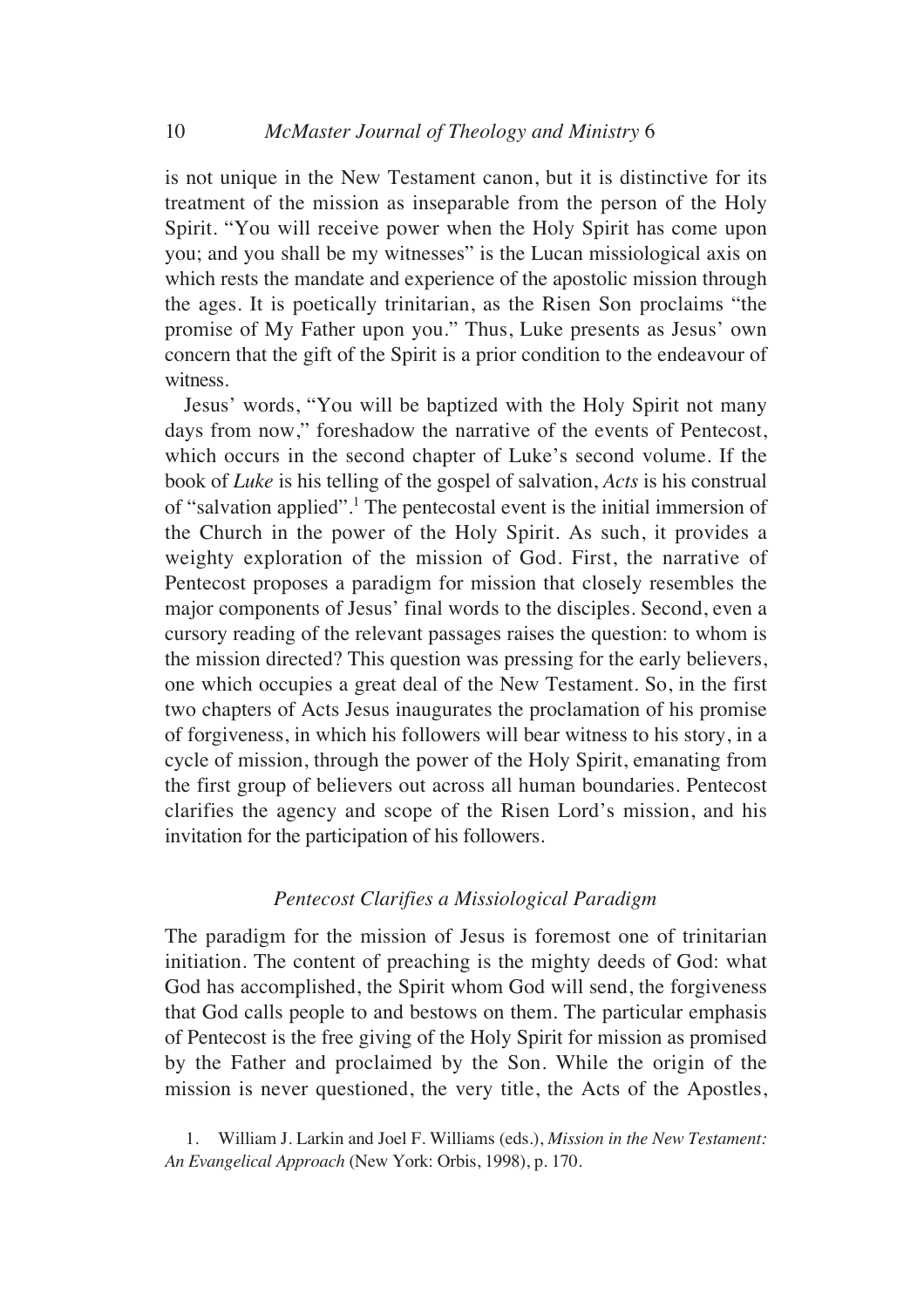is not unique in the New Testament canon, but it is distinctive for its treatment of the mission as inseparable from the person of the Holy Spirit. "You will receive power when the Holy Spirit has come upon you; and you shall be my witnesses" is the Lucan missiological axis on which rests the mandate and experience of the apostolic mission through the ages. It is poetically trinitarian, as the Risen Son proclaims "the promise of My Father upon you." Thus, Luke presents as Jesus' own concern that the gift of the Spirit is a prior condition to the endeavour of witness.

Jesus' words, "You will be baptized with the Holy Spirit not many days from now," foreshadow the narrative of the events of Pentecost, which occurs in the second chapter of Luke's second volume. If the book of *Luke* is his telling of the gospel of salvation, *Acts* is his construal of "salvation applied".[1] The pentecostal event is the initial immersion of the Church in the power of the Holy Spirit. As such, it provides a weighty exploration of the mission of God. First, the narrative of Pentecost proposes a paradigm for mission that closely resembles the major components of Jesus' final words to the disciples. Second, even a cursory reading of the relevant passages raises the question: to whom is the mission directed? This question was pressing for the early believers, one which occupies a great deal of the New Testament. So, in the first two chapters of Acts Jesus inaugurates the proclamation of his promise of forgiveness, in which his followers will bear witness to his story, in a cycle of mission, through the power of the Holy Spirit, emanating from the first group of believers out across all human boundaries. Pentecost clarifies the agency and scope of the Risen Lord's mission, and his invitation for the participation of his followers.

### *Pentecost Clarifies a Missiological Paradigm*

The paradigm for the mission of Jesus is foremost one of trinitarian initiation. The content of preaching is the mighty deeds of God: what God has accomplished, the Spirit whom God will send, the forgiveness that God calls people to and bestows on them. The particular emphasis of Pentecost is the free giving of the Holy Spirit for mission as promised by the Father and proclaimed by the Son. While the origin of the mission is never questioned, the very title, the Acts of the Apostles,

1. William J. Larkin and Joel F. Williams (eds.), *Mission in the New Testament: An Evangelical Approach* (New York: Orbis, 1998), p. 170.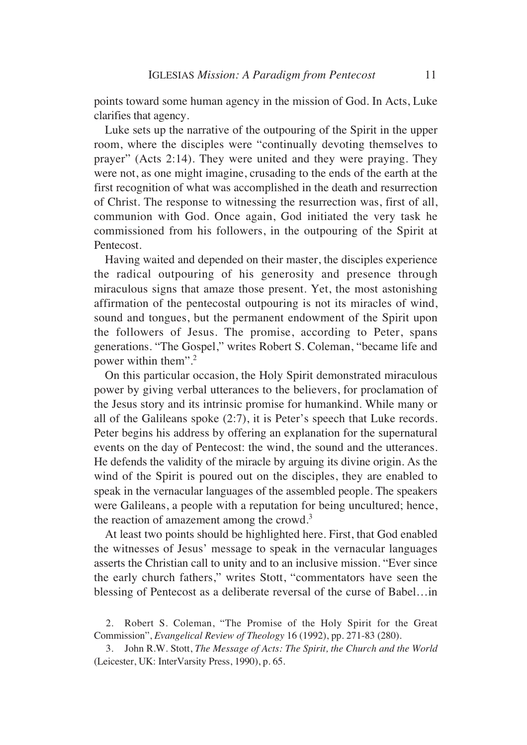points toward some human agency in the mission of God. In Acts, Luke clarifies that agency.

Luke sets up the narrative of the outpouring of the Spirit in the upper room, where the disciples were "continually devoting themselves to prayer" (Acts 2:14). They were united and they were praying. They were not, as one might imagine, crusading to the ends of the earth at the first recognition of what was accomplished in the death and resurrection of Christ. The response to witnessing the resurrection was, first of all, communion with God. Once again, God initiated the very task he commissioned from his followers, in the outpouring of the Spirit at Pentecost.

Having waited and depended on their master, the disciples experience the radical outpouring of his generosity and presence through miraculous signs that amaze those present. Yet, the most astonishing affirmation of the pentecostal outpouring is not its miracles of wind, sound and tongues, but the permanent endowment of the Spirit upon the followers of Jesus. The promise, according to Peter, spans generations. "The Gospel," writes Robert S. Coleman, "became life and power within them".[2]

On this particular occasion, the Holy Spirit demonstrated miraculous power by giving verbal utterances to the believers, for proclamation of the Jesus story and its intrinsic promise for humankind. While many or all of the Galileans spoke (2:7), it is Peter's speech that Luke records. Peter begins his address by offering an explanation for the supernatural events on the day of Pentecost: the wind, the sound and the utterances. He defends the validity of the miracle by arguing its divine origin. As the wind of the Spirit is poured out on the disciples, they are enabled to speak in the vernacular languages of the assembled people. The speakers were Galileans, a people with a reputation for being uncultured; hence, the reaction of amazement among the crowd.[3]

At least two points should be highlighted here. First, that God enabled the witnesses of Jesus' message to speak in the vernacular languages asserts the Christian call to unity and to an inclusive mission. "Ever since the early church fathers," writes Stott, "commentators have seen the blessing of Pentecost as a deliberate reversal of the curse of Babel…in

2. Robert S. Coleman, "The Promise of the Holy Spirit for the Great Commission", *Evangelical Review of Theology* 16 (1992), pp. 271-83 (280).

3. John R.W. Stott, *The Message of Acts: The Spirit, the Church and the World* (Leicester, UK: InterVarsity Press, 1990), p. 65.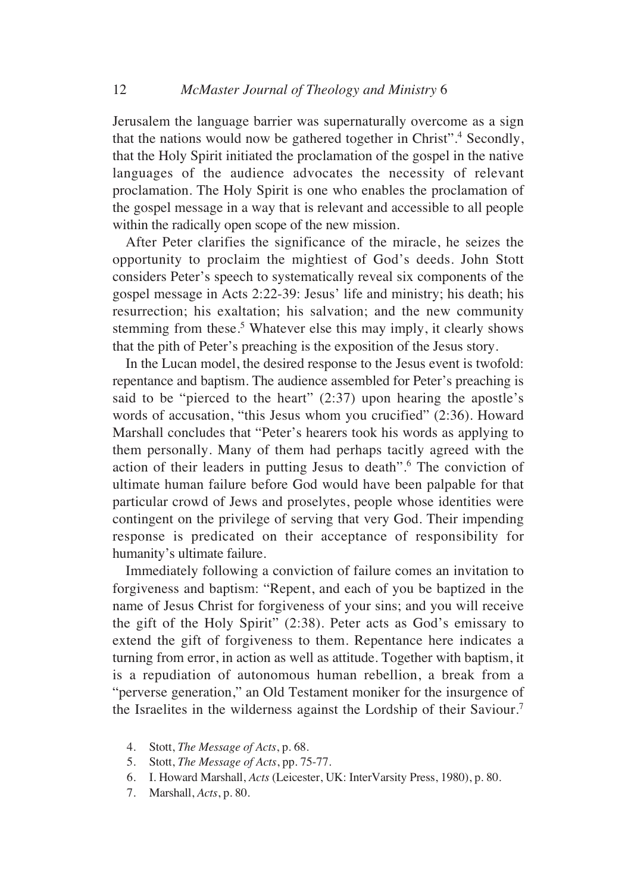Jerusalem the language barrier was supernaturally overcome as a sign that the nations would now be gathered together in Christ".[4] Secondly, that the Holy Spirit initiated the proclamation of the gospel in the native languages of the audience advocates the necessity of relevant proclamation. The Holy Spirit is one who enables the proclamation of the gospel message in a way that is relevant and accessible to all people within the radically open scope of the new mission.

After Peter clarifies the significance of the miracle, he seizes the opportunity to proclaim the mightiest of God's deeds. John Stott considers Peter's speech to systematically reveal six components of the gospel message in Acts 2:22-39: Jesus' life and ministry; his death; his resurrection; his exaltation; his salvation; and the new community stemming from these.[5] Whatever else this may imply, it clearly shows that the pith of Peter's preaching is the exposition of the Jesus story.

In the Lucan model, the desired response to the Jesus event is twofold: repentance and baptism. The audience assembled for Peter's preaching is said to be "pierced to the heart" (2:37) upon hearing the apostle's words of accusation, "this Jesus whom you crucified" (2:36). Howard Marshall concludes that "Peter's hearers took his words as applying to them personally. Many of them had perhaps tacitly agreed with the action of their leaders in putting Jesus to death".[6] The conviction of ultimate human failure before God would have been palpable for that particular crowd of Jews and proselytes, people whose identities were contingent on the privilege of serving that very God. Their impending response is predicated on their acceptance of responsibility for humanity's ultimate failure.

Immediately following a conviction of failure comes an invitation to forgiveness and baptism: "Repent, and each of you be baptized in the name of Jesus Christ for forgiveness of your sins; and you will receive the gift of the Holy Spirit" (2:38). Peter acts as God's emissary to extend the gift of forgiveness to them. Repentance here indicates a turning from error, in action as well as attitude. Together with baptism, it is a repudiation of autonomous human rebellion, a break from a "perverse generation," an Old Testament moniker for the insurgence of the Israelites in the wilderness against the Lordship of their Saviour.[7]

4. Stott, *The Message of Acts*, p. 68.
5. Stott, *The Message of Acts*, pp. 75-77.
6. I. Howard Marshall, *Acts* (Leicester, UK: InterVarsity Press, 1980), p. 80.
7. Marshall, *Acts*, p. 80.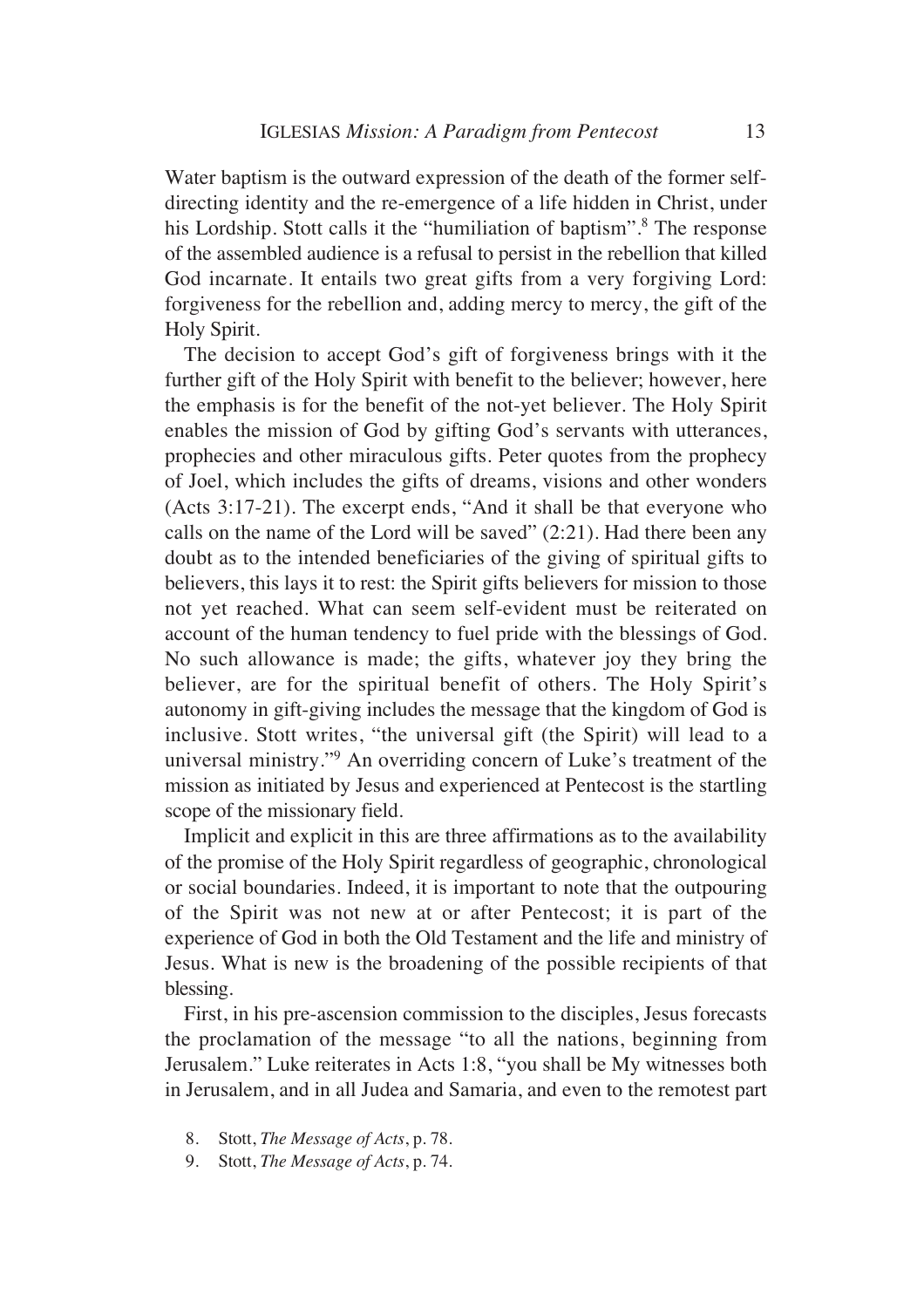Water baptism is the outward expression of the death of the former self-directing identity and the re-emergence of a life hidden in Christ, under his Lordship. Stott calls it the "humiliation of baptism".[8] The response of the assembled audience is a refusal to persist in the rebellion that killed God incarnate. It entails two great gifts from a very forgiving Lord: forgiveness for the rebellion and, adding mercy to mercy, the gift of the Holy Spirit.

The decision to accept God's gift of forgiveness brings with it the further gift of the Holy Spirit with benefit to the believer; however, here the emphasis is for the benefit of the not-yet believer. The Holy Spirit enables the mission of God by gifting God's servants with utterances, prophecies and other miraculous gifts. Peter quotes from the prophecy of Joel, which includes the gifts of dreams, visions and other wonders (Acts 3:17-21). The excerpt ends, "And it shall be that everyone who calls on the name of the Lord will be saved" (2:21). Had there been any doubt as to the intended beneficiaries of the giving of spiritual gifts to believers, this lays it to rest: the Spirit gifts believers for mission to those not yet reached. What can seem self-evident must be reiterated on account of the human tendency to fuel pride with the blessings of God. No such allowance is made; the gifts, whatever joy they bring the believer, are for the spiritual benefit of others. The Holy Spirit's autonomy in gift-giving includes the message that the kingdom of God is inclusive. Stott writes, "the universal gift (the Spirit) will lead to a universal ministry."[9] An overriding concern of Luke's treatment of the mission as initiated by Jesus and experienced at Pentecost is the startling scope of the missionary field.

Implicit and explicit in this are three affirmations as to the availability of the promise of the Holy Spirit regardless of geographic, chronological or social boundaries. Indeed, it is important to note that the outpouring of the Spirit was not new at or after Pentecost; it is part of the experience of God in both the Old Testament and the life and ministry of Jesus. What is new is the broadening of the possible recipients of that blessing.

First, in his pre-ascension commission to the disciples, Jesus forecasts the proclamation of the message "to all the nations, beginning from Jerusalem." Luke reiterates in Acts 1:8, "you shall be My witnesses both in Jerusalem, and in all Judea and Samaria, and even to the remotest part

8. Stott, *The Message of Acts*, p. 78.

9. Stott, *The Message of Acts*, p. 74.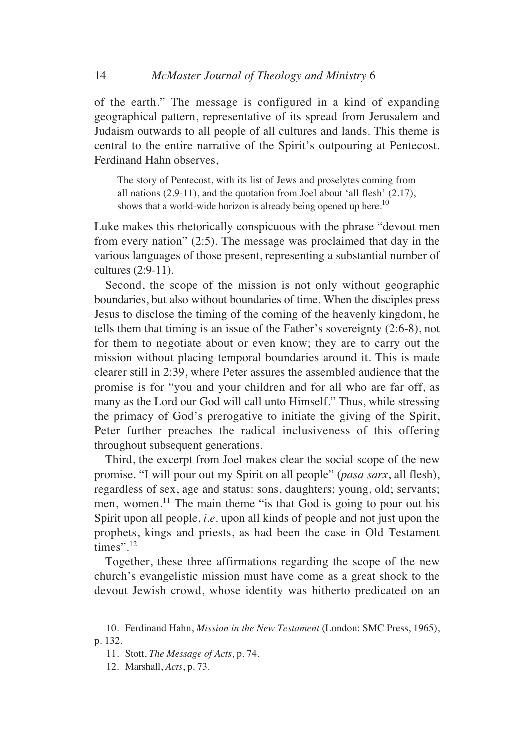of the earth." The message is configured in a kind of expanding geographical pattern, representative of its spread from Jerusalem and Judaism outwards to all people of all cultures and lands. This theme is central to the entire narrative of the Spirit's outpouring at Pentecost. Ferdinand Hahn observes,

> The story of Pentecost, with its list of Jews and proselytes coming from all nations (2.9-11), and the quotation from Joel about 'all flesh' (2.17), shows that a world-wide horizon is already being opened up here.[10]

Luke makes this rhetorically conspicuous with the phrase "devout men from every nation" (2:5). The message was proclaimed that day in the various languages of those present, representing a substantial number of cultures (2:9-11).

Second, the scope of the mission is not only without geographic boundaries, but also without boundaries of time. When the disciples press Jesus to disclose the timing of the coming of the heavenly kingdom, he tells them that timing is an issue of the Father's sovereignty (2:6-8), not for them to negotiate about or even know; they are to carry out the mission without placing temporal boundaries around it. This is made clearer still in 2:39, where Peter assures the assembled audience that the promise is for "you and your children and for all who are far off, as many as the Lord our God will call unto Himself." Thus, while stressing the primacy of God's prerogative to initiate the giving of the Spirit, Peter further preaches the radical inclusiveness of this offering throughout subsequent generations.

Third, the excerpt from Joel makes clear the social scope of the new promise. "I will pour out my Spirit on all people" (*pasa sarx*, all flesh), regardless of sex, age and status: sons, daughters; young, old; servants; men, women.[11] The main theme "is that God is going to pour out his Spirit upon all people, *i.e.* upon all kinds of people and not just upon the prophets, kings and priests, as had been the case in Old Testament times".[12]

Together, these three affirmations regarding the scope of the new church's evangelistic mission must have come as a great shock to the devout Jewish crowd, whose identity was hitherto predicated on an

10. Ferdinand Hahn, *Mission in the New Testament* (London: SMC Press, 1965), p. 132.

11. Stott, *The Message of Acts*, p. 74.

12. Marshall, *Acts*, p. 73.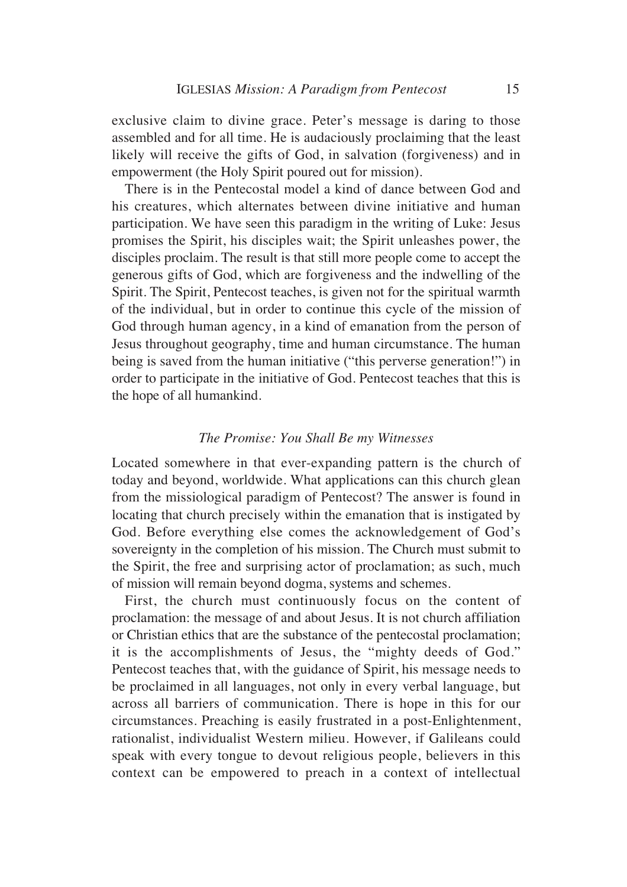exclusive claim to divine grace. Peter's message is daring to those assembled and for all time. He is audaciously proclaiming that the least likely will receive the gifts of God, in salvation (forgiveness) and in empowerment (the Holy Spirit poured out for mission).

There is in the Pentecostal model a kind of dance between God and his creatures, which alternates between divine initiative and human participation. We have seen this paradigm in the writing of Luke: Jesus promises the Spirit, his disciples wait; the Spirit unleashes power, the disciples proclaim. The result is that still more people come to accept the generous gifts of God, which are forgiveness and the indwelling of the Spirit. The Spirit, Pentecost teaches, is given not for the spiritual warmth of the individual, but in order to continue this cycle of the mission of God through human agency, in a kind of emanation from the person of Jesus throughout geography, time and human circumstance. The human being is saved from the human initiative ("this perverse generation!") in order to participate in the initiative of God. Pentecost teaches that this is the hope of all humankind.

### *The Promise: You Shall Be my Witnesses*

Located somewhere in that ever-expanding pattern is the church of today and beyond, worldwide. What applications can this church glean from the missiological paradigm of Pentecost? The answer is found in locating that church precisely within the emanation that is instigated by God. Before everything else comes the acknowledgement of God's sovereignty in the completion of his mission. The Church must submit to the Spirit, the free and surprising actor of proclamation; as such, much of mission will remain beyond dogma, systems and schemes.

First, the church must continuously focus on the content of proclamation: the message of and about Jesus. It is not church affiliation or Christian ethics that are the substance of the pentecostal proclamation; it is the accomplishments of Jesus, the "mighty deeds of God." Pentecost teaches that, with the guidance of Spirit, his message needs to be proclaimed in all languages, not only in every verbal language, but across all barriers of communication. There is hope in this for our circumstances. Preaching is easily frustrated in a post-Enlightenment, rationalist, individualist Western milieu. However, if Galileans could speak with every tongue to devout religious people, believers in this context can be empowered to preach in a context of intellectual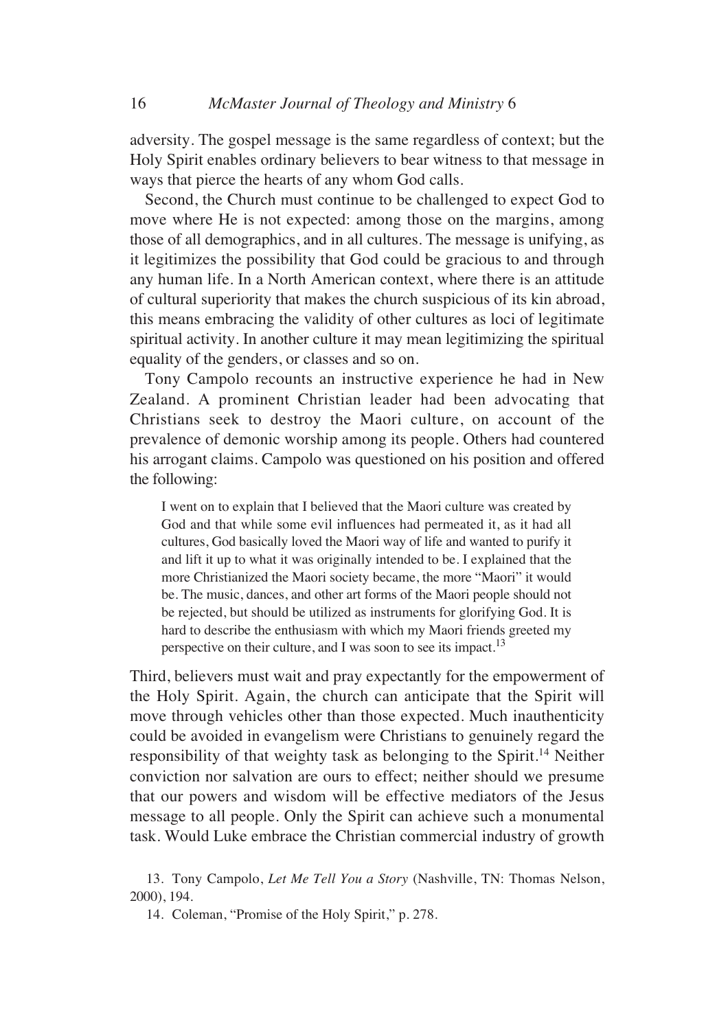adversity. The gospel message is the same regardless of context; but the Holy Spirit enables ordinary believers to bear witness to that message in ways that pierce the hearts of any whom God calls.

Second, the Church must continue to be challenged to expect God to move where He is not expected: among those on the margins, among those of all demographics, and in all cultures. The message is unifying, as it legitimizes the possibility that God could be gracious to and through any human life. In a North American context, where there is an attitude of cultural superiority that makes the church suspicious of its kin abroad, this means embracing the validity of other cultures as loci of legitimate spiritual activity. In another culture it may mean legitimizing the spiritual equality of the genders, or classes and so on.

Tony Campolo recounts an instructive experience he had in New Zealand. A prominent Christian leader had been advocating that Christians seek to destroy the Maori culture, on account of the prevalence of demonic worship among its people. Others had countered his arrogant claims. Campolo was questioned on his position and offered the following:

> I went on to explain that I believed that the Maori culture was created by God and that while some evil influences had permeated it, as it had all cultures, God basically loved the Maori way of life and wanted to purify it and lift it up to what it was originally intended to be. I explained that the more Christianized the Maori society became, the more "Maori" it would be. The music, dances, and other art forms of the Maori people should not be rejected, but should be utilized as instruments for glorifying God. It is hard to describe the enthusiasm with which my Maori friends greeted my perspective on their culture, and I was soon to see its impact.[13]

Third, believers must wait and pray expectantly for the empowerment of the Holy Spirit. Again, the church can anticipate that the Spirit will move through vehicles other than those expected. Much inauthenticity could be avoided in evangelism were Christians to genuinely regard the responsibility of that weighty task as belonging to the Spirit.[14] Neither conviction nor salvation are ours to effect; neither should we presume that our powers and wisdom will be effective mediators of the Jesus message to all people. Only the Spirit can achieve such a monumental task. Would Luke embrace the Christian commercial industry of growth

13. Tony Campolo, *Let Me Tell You a Story* (Nashville, TN: Thomas Nelson, 2000), 194.

14. Coleman, "Promise of the Holy Spirit," p. 278.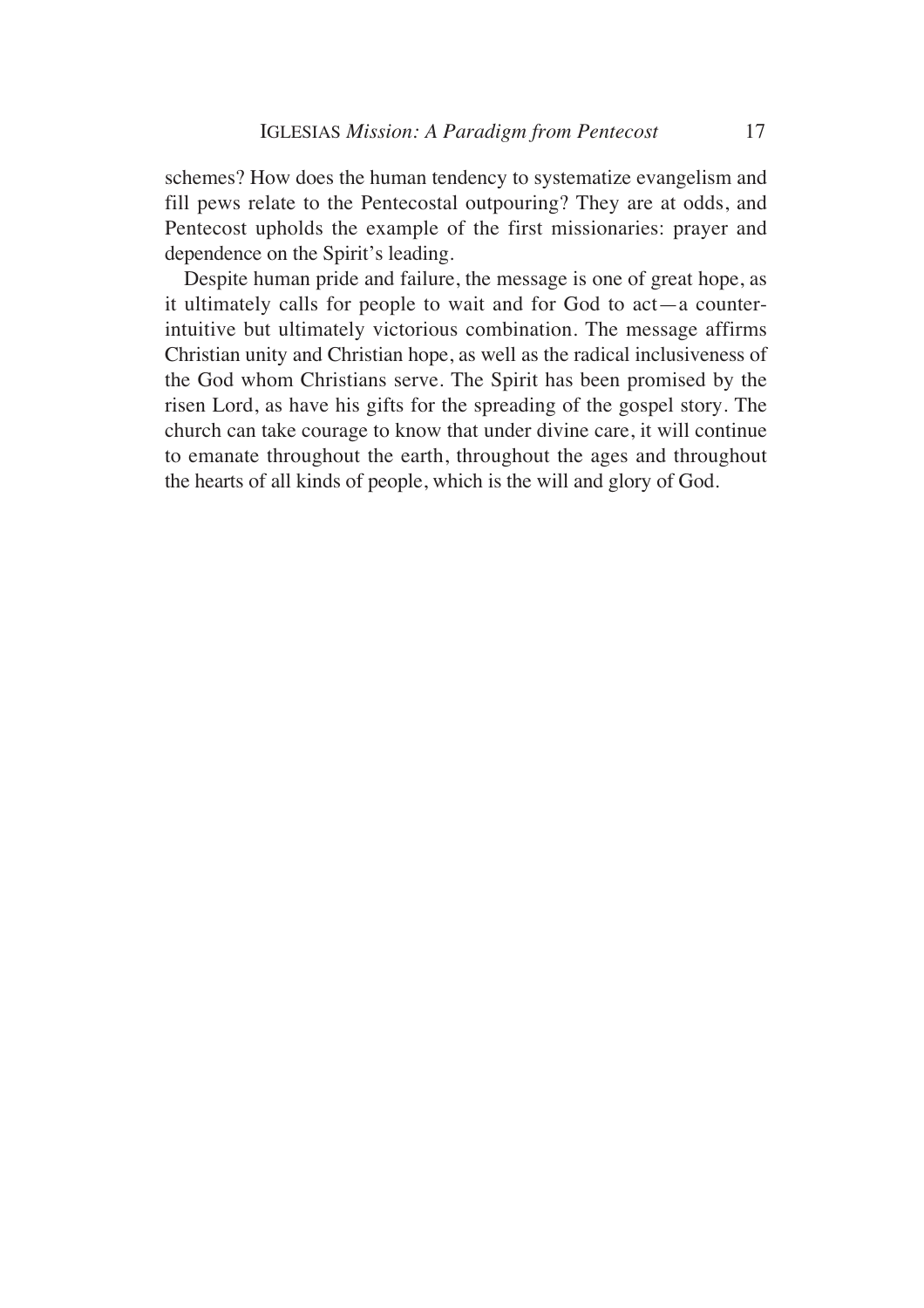schemes? How does the human tendency to systematize evangelism and fill pews relate to the Pentecostal outpouring? They are at odds, and Pentecost upholds the example of the first missionaries: prayer and dependence on the Spirit's leading.

Despite human pride and failure, the message is one of great hope, as it ultimately calls for people to wait and for God to act—a counter-intuitive but ultimately victorious combination. The message affirms Christian unity and Christian hope, as well as the radical inclusiveness of the God whom Christians serve. The Spirit has been promised by the risen Lord, as have his gifts for the spreading of the gospel story. The church can take courage to know that under divine care, it will continue to emanate throughout the earth, throughout the ages and throughout the hearts of all kinds of people, which is the will and glory of God.